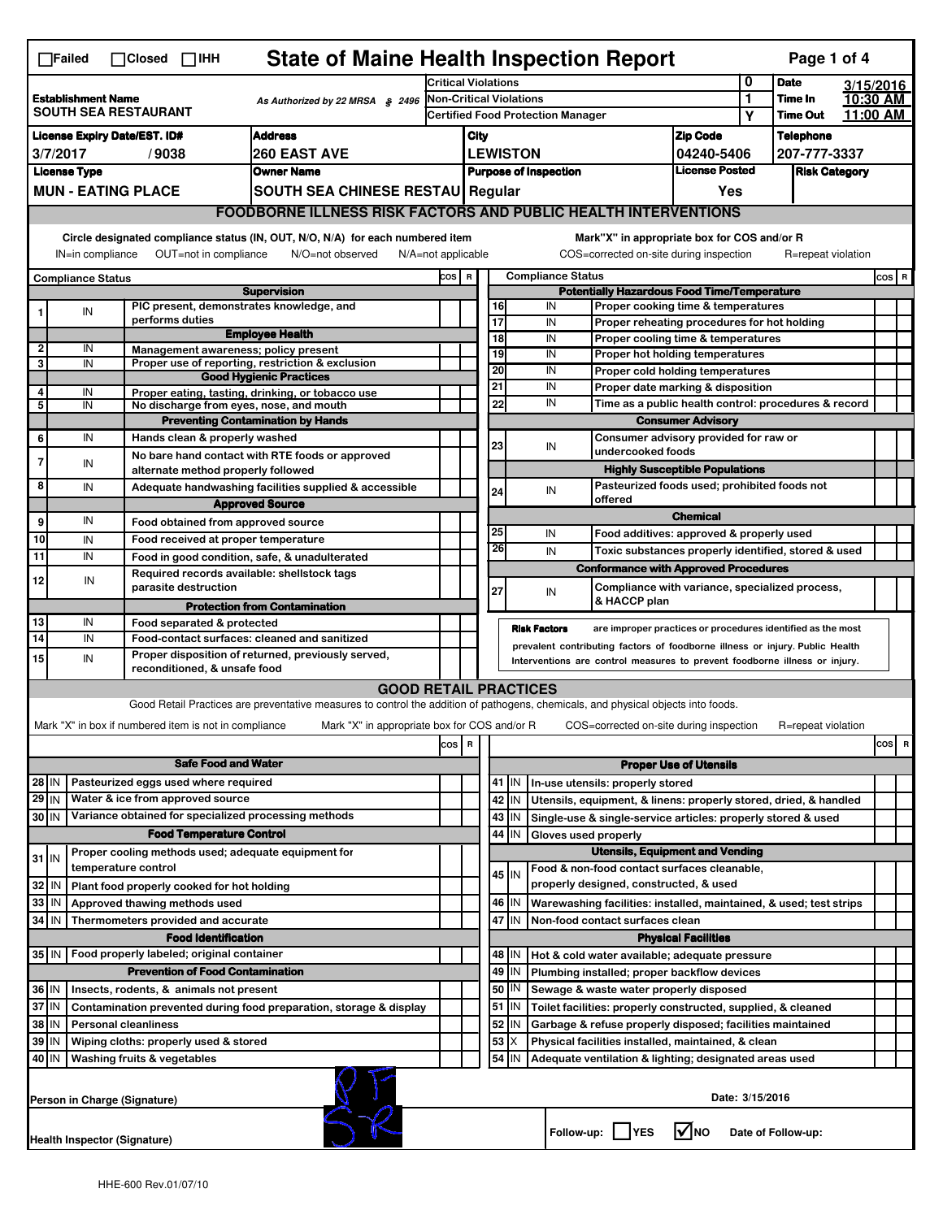☐Failed ☐Closed ☐IHH

# State of Maine Health Inspection Report

| Establishment Name | As Authorized by 22 MRSA § 2496 | Critical Violations | 0 | Date | 3/15/2016 |
|---|---|---|---|---|---|
| SOUTH SEA RESTAURANT | | Non-Critical Violations | 1 | Time In | 10:30 AM |
| | | Certified Food Protection Manager | Y | Time Out | 11:00 AM |

| License Expiry Date/EST. ID# | Address | City | Zip Code | Telephone |
|---|---|---|---|---|
| 3/7/2017 / 9038 | 260 EAST AVE | LEWISTON | 04240-5406 | 207-777-3337 |

| License Type | Owner Name | Purpose of Inspection | License Posted | Risk Category |
|---|---|---|---|---|
| MUN - EATING PLACE | SOUTH SEA CHINESE RESTAU | Regular | Yes | |

## FOODBORNE ILLNESS RISK FACTORS AND PUBLIC HEALTH INTERVENTIONS

Circle designated compliance status (IN, OUT, N/O, N/A) for each numbered item — IN=in compliance OUT=not in compliance N/O=not observed N/A=not applicable

Mark"X" in appropriate box for COS and/or R — COS=corrected on-site during inspection R=repeat violation

| # | Compliance Status | Item | COS | R |
|---|---|---|---|---|
| | | **Supervision** | | |
| 1 | IN | PIC present, demonstrates knowledge, and performs duties | | |
| | | **Employee Health** | | |
| 2 | IN | Management awareness; policy present | | |
| 3 | IN | Proper use of reporting, restriction & exclusion | | |
| | | **Good Hygienic Practices** | | |
| 4 | IN | Proper eating, tasting, drinking, or tobacco use | | |
| 5 | IN | No discharge from eyes, nose, and mouth | | |
| | | **Preventing Contamination by Hands** | | |
| 6 | IN | Hands clean & properly washed | | |
| 7 | IN | No bare hand contact with RTE foods or approved alternate method properly followed | | |
| 8 | IN | Adequate handwashing facilities supplied & accessible | | |
| | | **Approved Source** | | |
| 9 | IN | Food obtained from approved source | | |
| 10 | IN | Food received at proper temperature | | |
| 11 | IN | Food in good condition, safe, & unadulterated | | |
| 12 | IN | Required records available: shellstock tags parasite destruction | | |
| | | **Protection from Contamination** | | |
| 13 | IN | Food separated & protected | | |
| 14 | IN | Food-contact surfaces: cleaned and sanitized | | |
| 15 | IN | Proper disposition of returned, previously served, reconditioned, & unsafe food | | |
| | | **Potentially Hazardous Food Time/Temperature** | | |
| 16 | IN | Proper cooking time & temperatures | | |
| 17 | IN | Proper reheating procedures for hot holding | | |
| 18 | IN | Proper cooling time & temperatures | | |
| 19 | IN | Proper hot holding temperatures | | |
| 20 | IN | Proper cold holding temperatures | | |
| 21 | IN | Proper date marking & disposition | | |
| 22 | IN | Time as a public health control: procedures & record | | |
| | | **Consumer Advisory** | | |
| 23 | IN | Consumer advisory provided for raw or undercooked foods | | |
| | | **Highly Susceptible Populations** | | |
| 24 | IN | Pasteurized foods used; prohibited foods not offered | | |
| | | **Chemical** | | |
| 25 | IN | Food additives: approved & properly used | | |
| 26 | IN | Toxic substances properly identified, stored & used | | |
| | | **Conformance with Approved Procedures** | | |
| 27 | IN | Compliance with variance, specialized process, & HACCP plan | | |

**Risk Factors** are improper practices or procedures identified as the most prevalent contributing factors of foodborne illness or injury. Public Health Interventions are control measures to prevent foodborne illness or injury.

## GOOD RETAIL PRACTICES

Good Retail Practices are preventative measures to control the addition of pathogens, chemicals, and physical objects into foods.

Mark "X" in box if numbered item is not in compliance — Mark "X" in appropriate box for COS and/or R — COS=corrected on-site during inspection R=repeat violation

| # | Status | Item | COS | R |
|---|---|---|---|---|
| | | **Safe Food and Water** | | |
| 28 | IN | Pasteurized eggs used where required | | |
| 29 | IN | Water & ice from approved source | | |
| 30 | IN | Variance obtained for specialized processing methods | | |
| | | **Food Temperature Control** | | |
| 31 | IN | Proper cooling methods used; adequate equipment for temperature control | | |
| 32 | IN | Plant food properly cooked for hot holding | | |
| 33 | IN | Approved thawing methods used | | |
| 34 | IN | Thermometers provided and accurate | | |
| | | **Food Identification** | | |
| 35 | IN | Food properly labeled; original container | | |
| | | **Prevention of Food Contamination** | | |
| 36 | IN | Insects, rodents, & animals not present | | |
| 37 | IN | Contamination prevented during food preparation, storage & display | | |
| 38 | IN | Personal cleanliness | | |
| 39 | IN | Wiping cloths: properly used & stored | | |
| 40 | IN | Washing fruits & vegetables | | |
| | | **Proper Use of Utensils** | | |
| 41 | IN | In-use utensils: properly stored | | |
| 42 | IN | Utensils, equipment, & linens: properly stored, dried, & handled | | |
| 43 | IN | Single-use & single-service articles: properly stored & used | | |
| 44 | IN | Gloves used properly | | |
| | | **Utensils, Equipment and Vending** | | |
| 45 | IN | Food & non-food contact surfaces cleanable, properly designed, constructed, & used | | |
| 46 | IN | Warewashing facilities: installed, maintained, & used; test strips | | |
| 47 | IN | Non-food contact surfaces clean | | |
| | | **Physical Facilities** | | |
| 48 | IN | Hot & cold water available; adequate pressure | | |
| 49 | IN | Plumbing installed; proper backflow devices | | |
| 50 | IN | Sewage & waste water properly disposed | | |
| 51 | IN | Toilet facilities: properly constructed, supplied, & cleaned | | |
| 52 | IN | Garbage & refuse properly disposed; facilities maintained | | |
| 53 | X | Physical facilities installed, maintained, & clean | | |
| 54 | IN | Adequate ventilation & lighting; designated areas used | | |

Person in Charge (Signature)

Health Inspector (Signature)

Date: 3/15/2016

Follow-up: ☐ YES ☑ NO Date of Follow-up:

HHE-600 Rev.01/07/10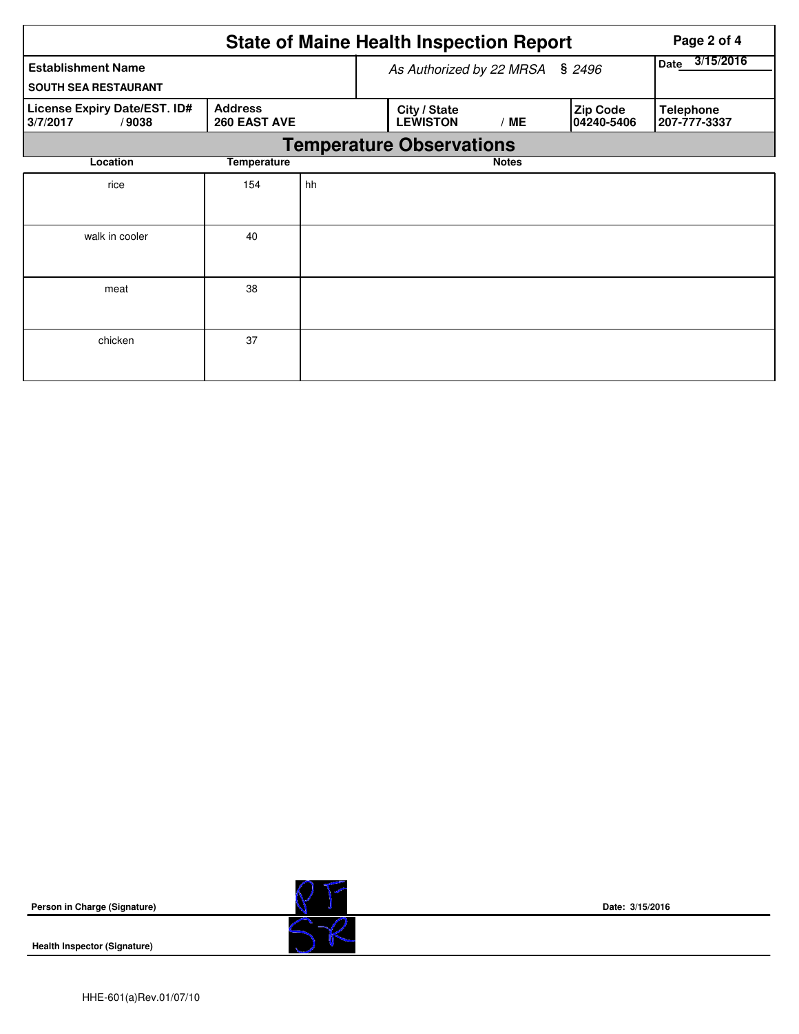# State of Maine Health Inspection Report

| Establishment Name | *As Authorized by 22 MRSA § 2496* | | | Date 3/15/2016 |
|---|---|---|---|---|
| SOUTH SEA RESTAURANT | | | | |
| **License Expiry Date/EST. ID#** 3/7/2017 / 9038 | **Address** 260 EAST AVE | **City / State** LEWISTON / ME | **Zip Code** 04240-5406 | **Telephone** 207-777-3337 |

## Temperature Observations

| Location | Temperature | Notes |
|---|---|---|
| rice | 154 | hh |
| walk in cooler | 40 | |
| meat | 38 | |
| chicken | 37 | |

**Person in Charge (Signature)** PF

**Date:** 3/15/2016

**Health Inspector (Signature)** SR

HHE-601(a)Rev.01/07/10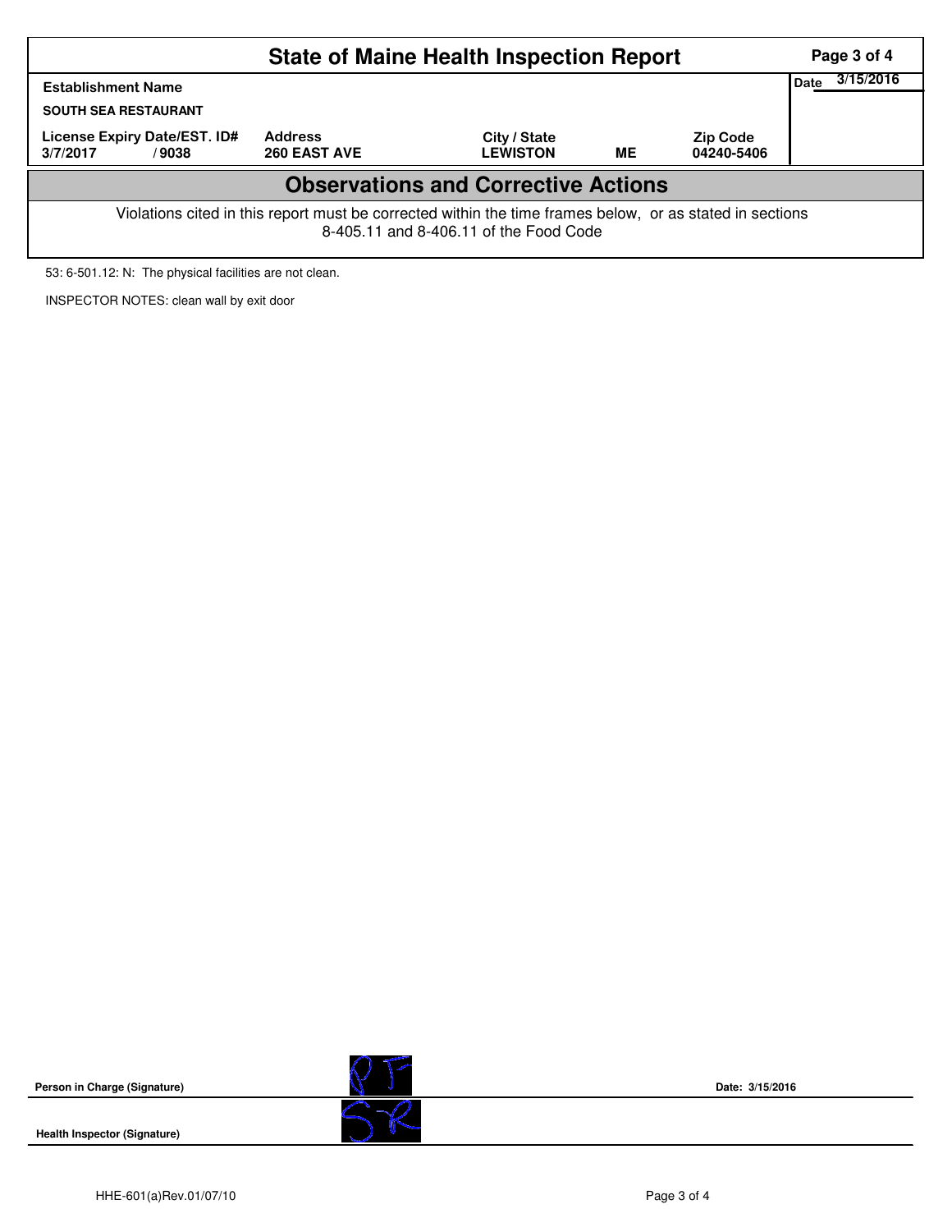# State of Maine Health Inspection Report

| Establishment Name | | | | | Date 3/15/2016 |
|---|---|---|---|---|---|
| SOUTH SEA RESTAURANT | | | | | |
| License Expiry Date/EST. ID# | Address | City / State | | Zip Code | |
| 3/7/2017 / 9038 | 260 EAST AVE | LEWISTON | ME | 04240-5406 | |

## Observations and Corrective Actions

Violations cited in this report must be corrected within the time frames below, or as stated in sections 8-405.11 and 8-406.11 of the Food Code

53: 6-501.12: N: The physical facilities are not clean.

INSPECTOR NOTES: clean wall by exit door

**Person in Charge (Signature)** P F **Date: 3/15/2016**

**Health Inspector (Signature)** S R

HHE-601(a)Rev.01/07/10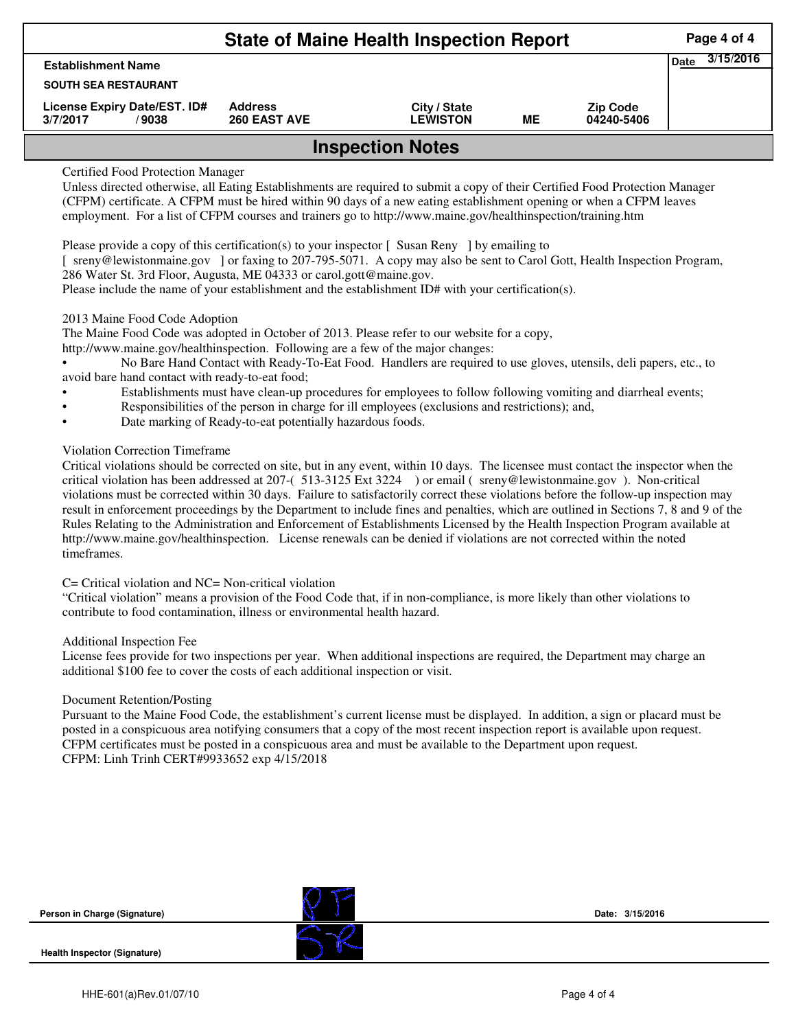# State of Maine Health Inspection Report

| Establishment Name | | | | | Date 3/15/2016 |
|---|---|---|---|---|---|
| SOUTH SEA RESTAURANT | | | | | |
| License Expiry Date/EST. ID# | Address | City / State | | Zip Code | |
| 3/7/2017 / 9038 | 260 EAST AVE | LEWISTON | ME | 04240-5406 | |

## Inspection Notes

Certified Food Protection Manager

Unless directed otherwise, all Eating Establishments are required to submit a copy of their Certified Food Protection Manager (CFPM) certificate. A CFPM must be hired within 90 days of a new eating establishment opening or when a CFPM leaves employment. For a list of CFPM courses and trainers go to http://www.maine.gov/healthinspection/training.htm

Please provide a copy of this certification(s) to your inspector [ Susan Reny ] by emailing to [ sreny@lewistonmaine.gov ] or faxing to 207-795-5071. A copy may also be sent to Carol Gott, Health Inspection Program, 286 Water St. 3rd Floor, Augusta, ME 04333 or carol.gott@maine.gov.

Please include the name of your establishment and the establishment ID# with your certification(s).

2013 Maine Food Code Adoption

The Maine Food Code was adopted in October of 2013. Please refer to our website for a copy, http://www.maine.gov/healthinspection. Following are a few of the major changes:

- No Bare Hand Contact with Ready-To-Eat Food. Handlers are required to use gloves, utensils, deli papers, etc., to avoid bare hand contact with ready-to-eat food;
- Establishments must have clean-up procedures for employees to follow following vomiting and diarrheal events;
- Responsibilities of the person in charge for ill employees (exclusions and restrictions); and,
- Date marking of Ready-to-eat potentially hazardous foods.

Violation Correction Timeframe

Critical violations should be corrected on site, but in any event, within 10 days. The licensee must contact the inspector when the critical violation has been addressed at 207-( 513-3125 Ext 3224 ) or email ( sreny@lewistonmaine.gov ). Non-critical violations must be corrected within 30 days. Failure to satisfactorily correct these violations before the follow-up inspection may result in enforcement proceedings by the Department to include fines and penalties, which are outlined in Sections 7, 8 and 9 of the Rules Relating to the Administration and Enforcement of Establishments Licensed by the Health Inspection Program available at http://www.maine.gov/healthinspection. License renewals can be denied if violations are not corrected within the noted timeframes.

C= Critical violation and NC= Non-critical violation

"Critical violation" means a provision of the Food Code that, if in non-compliance, is more likely than other violations to contribute to food contamination, illness or environmental health hazard.

Additional Inspection Fee

License fees provide for two inspections per year. When additional inspections are required, the Department may charge an additional $100 fee to cover the costs of each additional inspection or visit.

Document Retention/Posting

Pursuant to the Maine Food Code, the establishment's current license must be displayed. In addition, a sign or placard must be posted in a conspicuous area notifying consumers that a copy of the most recent inspection report is available upon request. CFPM certificates must be posted in a conspicuous area and must be available to the Department upon request.

CFPM: Linh Trinh CERT#9933652 exp 4/15/2018

**Person in Charge (Signature)** PF **Date: 3/15/2016**

**Health Inspector (Signature)** SR

HHE-601(a)Rev.01/07/10